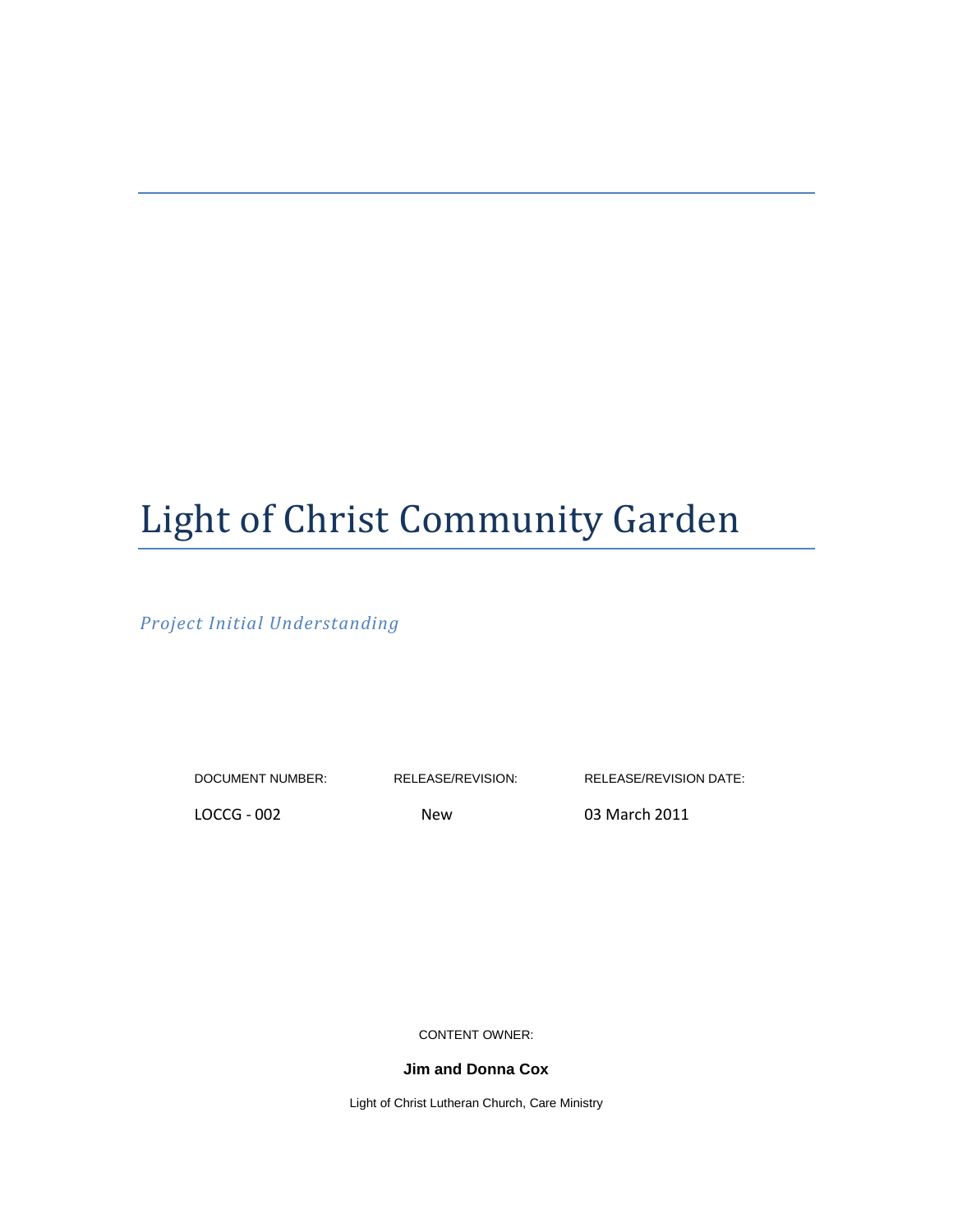# Light of Christ Community Garden

*Project Initial Understanding*

| DOCUMENT NUMBER: | RELEASE/REVISION: | RELEASE/REVISION DATE: |
| --- | --- | --- |
| LOCCG - 002 | New | 03 March 2011 |

CONTENT OWNER:

**Jim and Donna Cox**

Light of Christ Lutheran Church, Care Ministry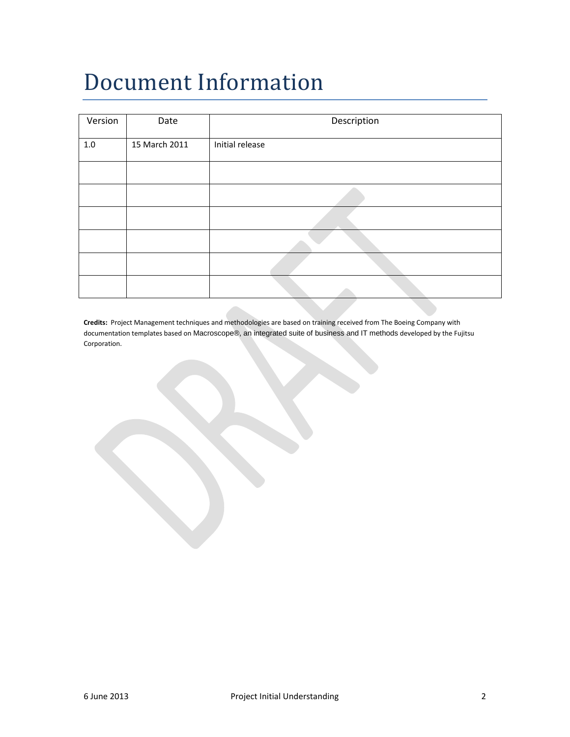# Document Information

| Version | Date | Description |
| --- | --- | --- |
| 1.0 | 15 March 2011 | Initial release |
| | | |
| | | |
| | | |
| | | |
| | | |
| | | |

**Credits:** Project Management techniques and methodologies are based on training received from The Boeing Company with documentation templates based on Macroscope®, an integrated suite of business and IT methods developed by the Fujitsu Corporation.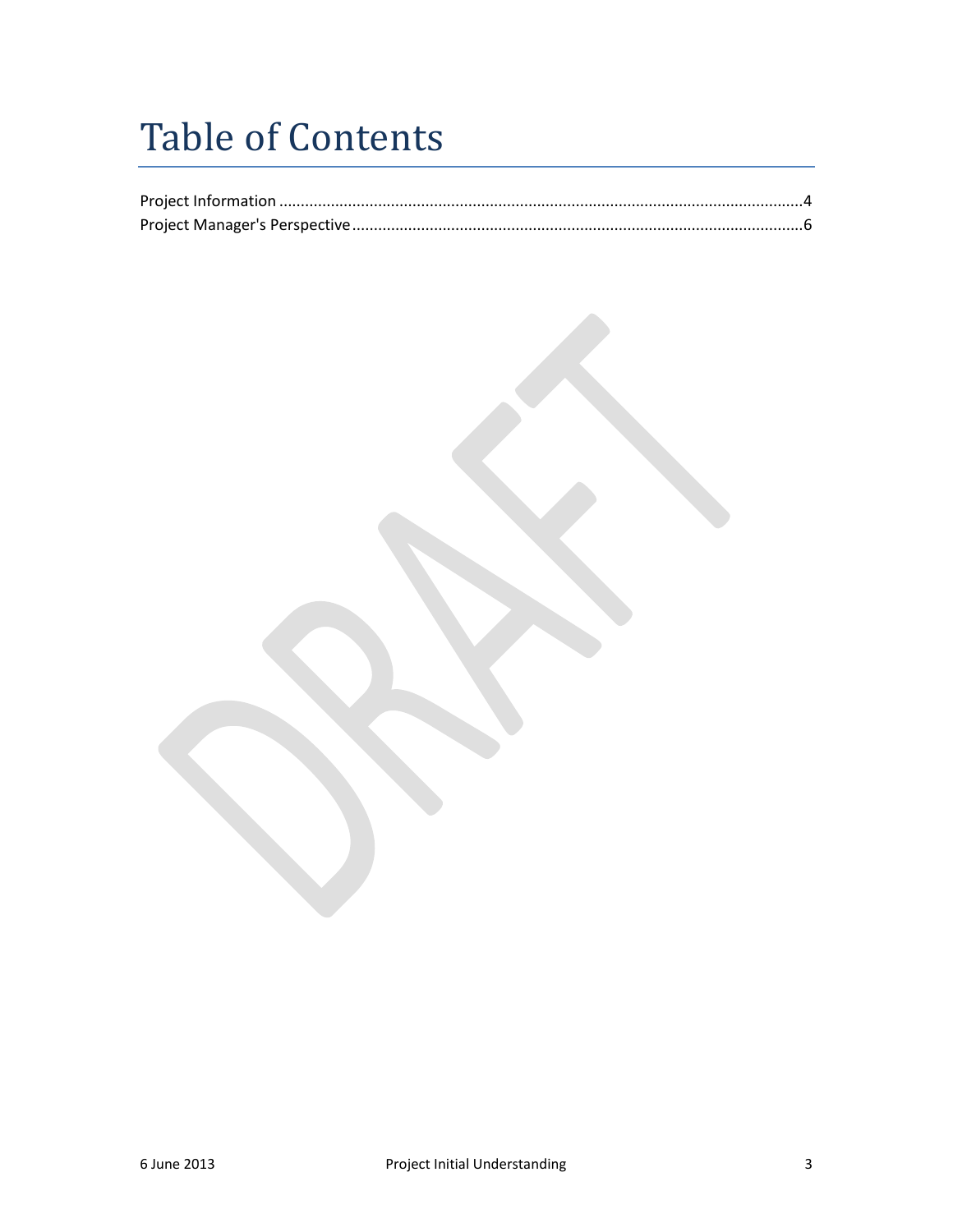# Table of Contents

Project Information .......................................................................................................................4

Project Manager's Perspective .......................................................................................................6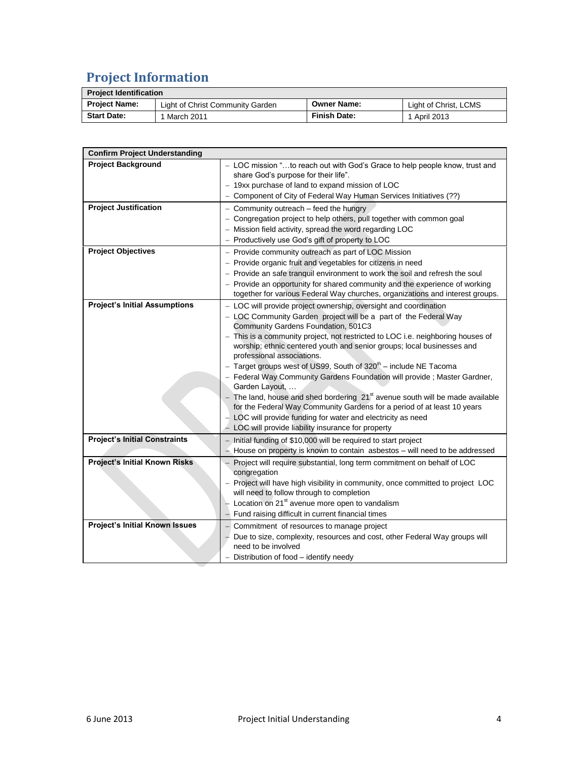# Project Information

| Project Identification | | | |
|---|---|---|---|
| **Project Name:** | Light of Christ Community Garden | **Owner Name:** | Light of Christ, LCMS |
| **Start Date:** | 1 March 2011 | **Finish Date:** | 1 April 2013 |

| Confirm Project Understanding | |
|---|---|
| **Project Background** | – LOC mission "…to reach out with God's Grace to help people know, trust and share God's purpose for their life".<br>– 19xx purchase of land to expand mission of LOC<br>– Component of City of Federal Way Human Services Initiatives (??) |
| **Project Justification** | – Community outreach – feed the hungry<br>– Congregation project to help others, pull together with common goal<br>– Mission field activity, spread the word regarding LOC<br>– Productively use God's gift of property to LOC |
| **Project Objectives** | – Provide community outreach as part of LOC Mission<br>– Provide organic fruit and vegetables for citizens in need<br>– Provide an safe tranquil environment to work the soil and refresh the soul<br>– Provide an opportunity for shared community and the experience of working together for various Federal Way churches, organizations and interest groups. |
| **Project's Initial Assumptions** | – LOC will provide project ownership, oversight and coordination<br>– LOC Community Garden project will be a part of the Federal Way Community Gardens Foundation, 501C3<br>– This is a community project, not restricted to LOC i.e. neighboring houses of worship; ethnic centered youth and senior groups; local businesses and professional associations.<br>– Target groups west of US99, South of 320th – include NE Tacoma<br>– Federal Way Community Gardens Foundation will provide ; Master Gardner, Garden Layout, …<br>– The land, house and shed bordering 21st avenue south will be made available for the Federal Way Community Gardens for a period of at least 10 years<br>– LOC will provide funding for water and electricity as need<br>– LOC will provide liability insurance for property |
| **Project's Initial Constraints** | – Initial funding of $10,000 will be required to start project<br>– House on property is known to contain asbestos – will need to be addressed |
| **Project's Initial Known Risks** | – Project will require substantial, long term commitment on behalf of LOC congregation<br>– Project will have high visibility in community, once committed to project LOC will need to follow through to completion<br>– Location on 21st avenue more open to vandalism<br>– Fund raising difficult in current financial times |
| **Project's Initial Known Issues** | – Commitment of resources to manage project<br>– Due to size, complexity, resources and cost, other Federal Way groups will need to be involved<br>– Distribution of food – identify needy |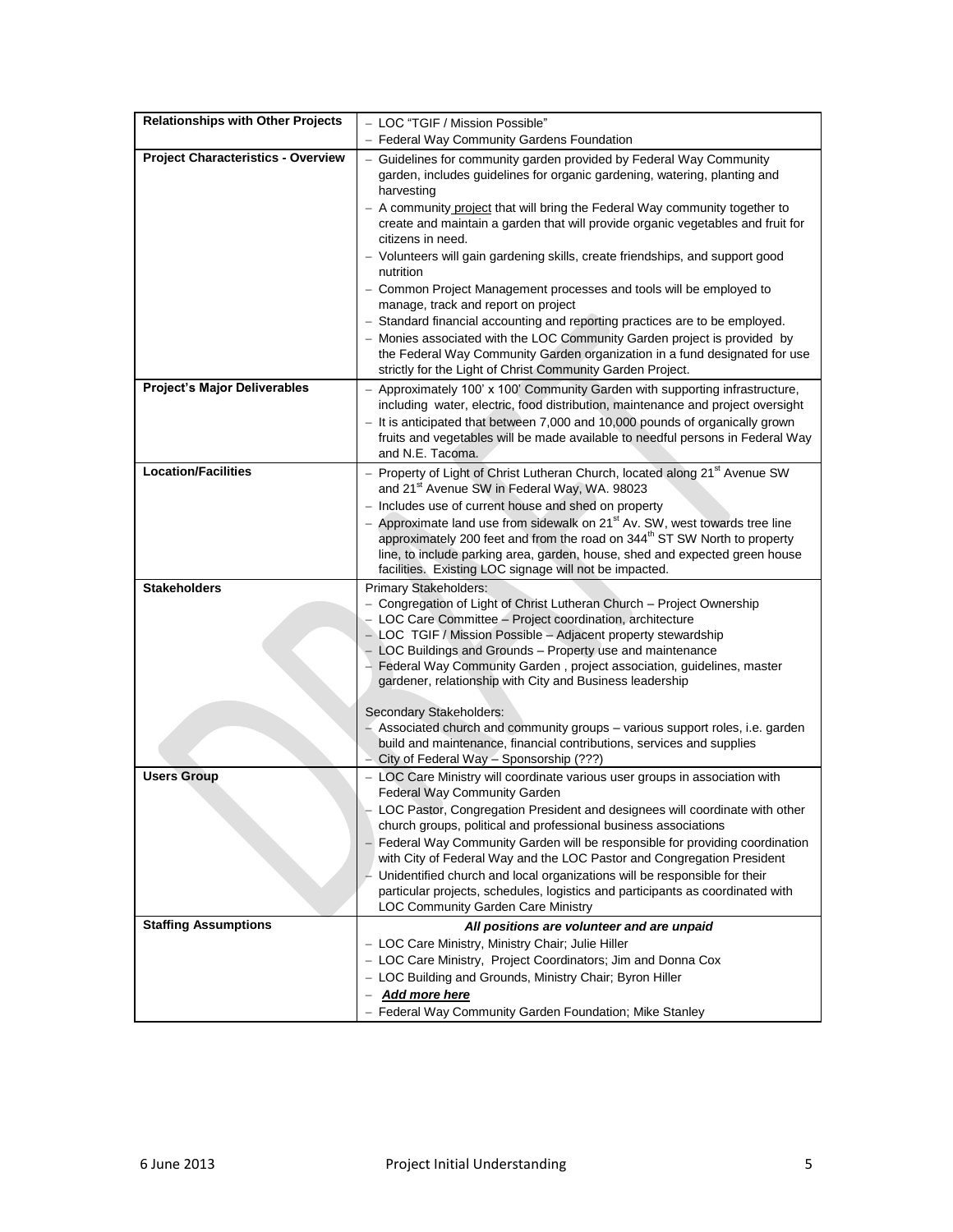| Relationships with Other Projects | – LOC "TGIF / Mission Possible"<br>– Federal Way Community Gardens Foundation |
|---|---|
| **Project Characteristics - Overview** | – Guidelines for community garden provided by Federal Way Community garden, includes guidelines for organic gardening, watering, planting and harvesting<br>– A community project that will bring the Federal Way community together to create and maintain a garden that will provide organic vegetables and fruit for citizens in need.<br>– Volunteers will gain gardening skills, create friendships, and support good nutrition<br>– Common Project Management processes and tools will be employed to manage, track and report on project<br>– Standard financial accounting and reporting practices are to be employed.<br>– Monies associated with the LOC Community Garden project is provided by the Federal Way Community Garden organization in a fund designated for use strictly for the Light of Christ Community Garden Project. |
| **Project's Major Deliverables** | – Approximately 100' x 100' Community Garden with supporting infrastructure, including water, electric, food distribution, maintenance and project oversight<br>– It is anticipated that between 7,000 and 10,000 pounds of organically grown fruits and vegetables will be made available to needful persons in Federal Way and N.E. Tacoma. |
| **Location/Facilities** | – Property of Light of Christ Lutheran Church, located along 21st Avenue SW and 21st Avenue SW in Federal Way, WA. 98023<br>– Includes use of current house and shed on property<br>– Approximate land use from sidewalk on 21st Av. SW, west towards tree line approximately 200 feet and from the road on 344th ST SW North to property line, to include parking area, garden, house, shed and expected green house facilities. Existing LOC signage will not be impacted. |
| **Stakeholders** | Primary Stakeholders:<br>– Congregation of Light of Christ Lutheran Church – Project Ownership<br>– LOC Care Committee – Project coordination, architecture<br>– LOC TGIF / Mission Possible – Adjacent property stewardship<br>– LOC Buildings and Grounds – Property use and maintenance<br>– Federal Way Community Garden , project association, guidelines, master gardener, relationship with City and Business leadership<br><br>Secondary Stakeholders:<br>– Associated church and community groups – various support roles, i.e. garden build and maintenance, financial contributions, services and supplies<br>– City of Federal Way – Sponsorship (???) |
| **Users Group** | – LOC Care Ministry will coordinate various user groups in association with Federal Way Community Garden<br>– LOC Pastor, Congregation President and designees will coordinate with other church groups, political and professional business associations<br>– Federal Way Community Garden will be responsible for providing coordination with City of Federal Way and the LOC Pastor and Congregation President<br>– Unidentified church and local organizations will be responsible for their particular projects, schedules, logistics and participants as coordinated with LOC Community Garden Care Ministry |
| **Staffing Assumptions** | ***All positions are volunteer and are unpaid***<br>– LOC Care Ministry, Ministry Chair; Julie Hiller<br>– LOC Care Ministry, Project Coordinators; Jim and Donna Cox<br>– LOC Building and Grounds, Ministry Chair; Byron Hiller<br>– ***Add more here***<br>– Federal Way Community Garden Foundation; Mike Stanley |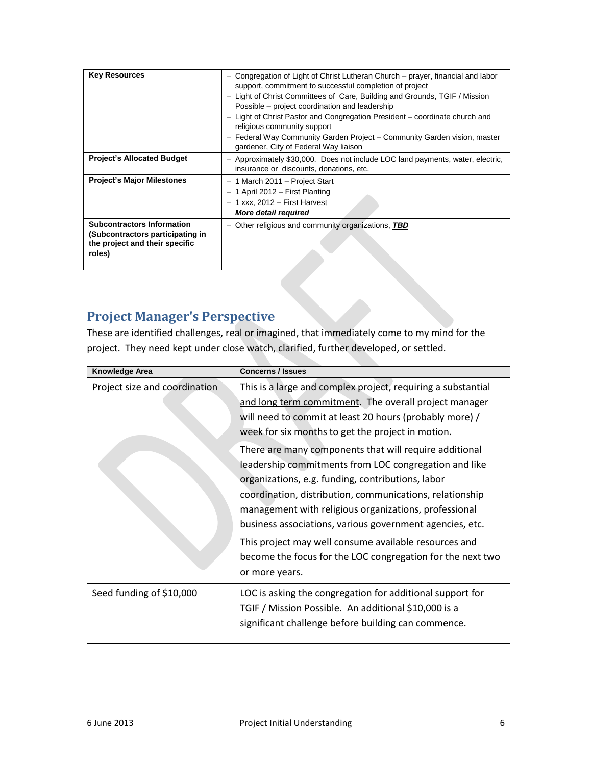| Key Resources | – Congregation of Light of Christ Lutheran Church – prayer, financial and labor support, commitment to successful completion of project<br>– Light of Christ Committees of Care, Building and Grounds, TGIF / Mission Possible – project coordination and leadership<br>– Light of Christ Pastor and Congregation President – coordinate church and religious community support<br>– Federal Way Community Garden Project – Community Garden vision, master gardener, City of Federal Way liaison |
|---|---|
| **Project's Allocated Budget** | – Approximately $30,000. Does not include LOC land payments, water, electric, insurance or discounts, donations, etc. |
| **Project's Major Milestones** | – 1 March 2011 – Project Start<br>– 1 April 2012 – First Planting<br>– 1 xxx, 2012 – First Harvest<br>***More detail required*** |
| **Subcontractors Information (Subcontractors participating in the project and their specific roles)** | – Other religious and community organizations, ***TBD*** |

## Project Manager's Perspective

These are identified challenges, real or imagined, that immediately come to my mind for the project. They need kept under close watch, clarified, further developed, or settled.

| Knowledge Area | Concerns / Issues |
|---|---|
| Project size and coordination | This is a large and complex project, requiring a substantial and long term commitment. The overall project manager will need to commit at least 20 hours (probably more) / week for six months to get the project in motion.<br><br>There are many components that will require additional leadership commitments from LOC congregation and like organizations, e.g. funding, contributions, labor coordination, distribution, communications, relationship management with religious organizations, professional business associations, various government agencies, etc.<br><br>This project may well consume available resources and become the focus for the LOC congregation for the next two or more years. |
| Seed funding of $10,000 | LOC is asking the congregation for additional support for TGIF / Mission Possible. An additional $10,000 is a significant challenge before building can commence. |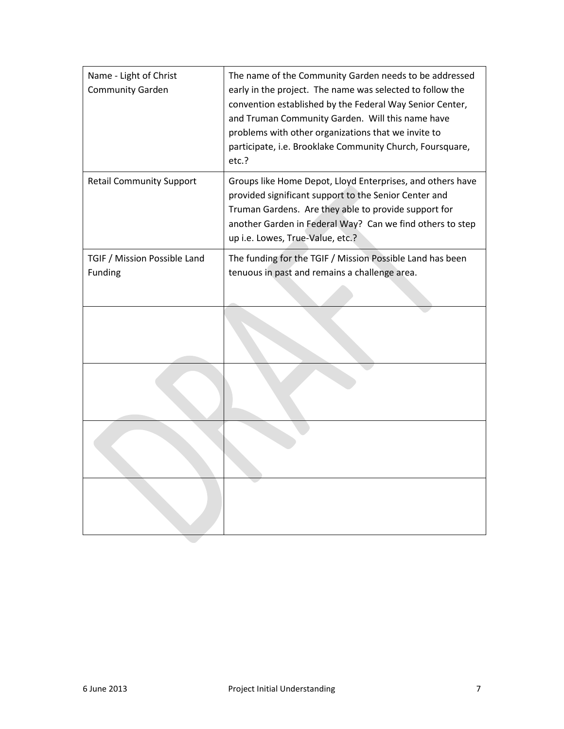| | |
|---|---|
| Name - Light of Christ Community Garden | The name of the Community Garden needs to be addressed early in the project. The name was selected to follow the convention established by the Federal Way Senior Center, and Truman Community Garden. Will this name have problems with other organizations that we invite to participate, i.e. Brooklake Community Church, Foursquare, etc.? |
| Retail Community Support | Groups like Home Depot, Lloyd Enterprises, and others have provided significant support to the Senior Center and Truman Gardens. Are they able to provide support for another Garden in Federal Way? Can we find others to step up i.e. Lowes, True-Value, etc.? |
| TGIF / Mission Possible Land Funding | The funding for the TGIF / Mission Possible Land has been tenuous in past and remains a challenge area. |
| | |
| | |
| | |
| | |